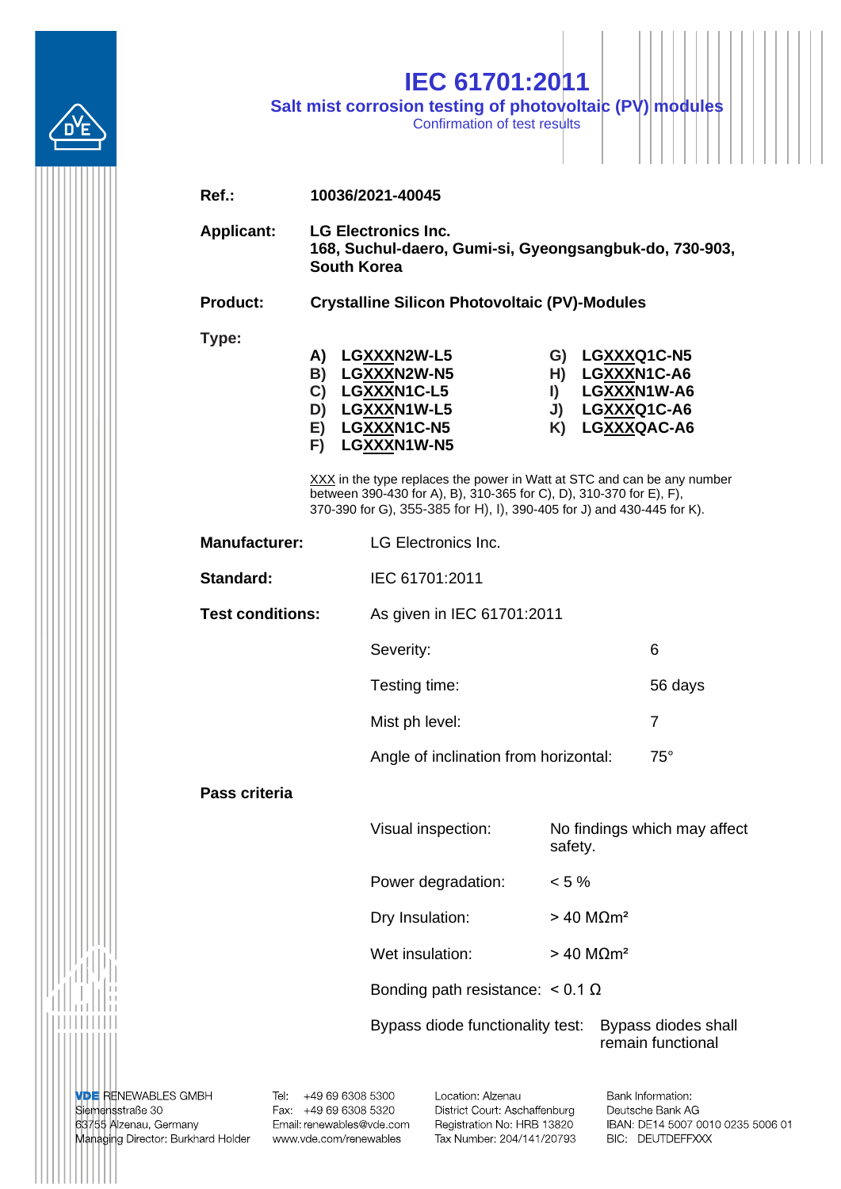# IEC 61701:2011

## Salt mist corrosion testing of photovoltaic (PV) modules

Confirmation of test results

**Ref.:** **10036/2021-40045**

**Applicant:** **LG Electronics Inc.**
**168, Suchul-daero, Gumi-si, Gyeongsangbuk-do, 730-903, South Korea**

**Product:** **Crystalline Silicon Photovoltaic (PV)-Modules**

**Type:**

- **A) LGXXXN2W-L5**
- **B) LGXXXN2W-N5**
- **C) LGXXXN1C-L5**
- **D) LGXXXN1W-L5**
- **E) LGXXXN1C-N5**
- **F) LGXXXN1W-N5**
- **G) LGXXXQ1C-N5**
- **H) LGXXXN1C-A6**
- **I) LGXXXN1W-A6**
- **J) LGXXXQ1C-A6**
- **K) LGXXXQAC-A6**

XXX in the type replaces the power in Watt at STC and can be any number between 390-430 for A), B), 310-365 for C), D), 310-370 for E), F), 370-390 for G), 355-385 for H), I), 390-405 for J) and 430-445 for K).

**Manufacturer:** LG Electronics Inc.

**Standard:** IEC 61701:2011

**Test conditions:** As given in IEC 61701:2011

| | |
|---|---|
| Severity: | 6 |
| Testing time: | 56 days |
| Mist ph level: | 7 |
| Angle of inclination from horizontal: | 75° |

**Pass criteria**

| | |
|---|---|
| Visual inspection: | No findings which may affect safety. |
| Power degradation: | < 5 % |
| Dry Insulation: | > 40 MΩm² |
| Wet insulation: | > 40 MΩm² |
| Bonding path resistance: | < 0.1 Ω |
| Bypass diode functionality test: | Bypass diodes shall remain functional |

VDE RENEWABLES GMBH
Siemensstraße 30
63755 Alzenau, Germany
Managing Director: Burkhard Holder

Tel: +49 69 6308 5300
Fax: +49 69 6308 5320
Email: renewables@vde.com
www.vde.com/renewables

Location: Alzenau
District Court: Aschaffenburg
Registration No: HRB 13820
Tax Number: 204/141/20793

Bank Information:
Deutsche Bank AG
IBAN: DE14 5007 0010 0235 5006 01
BIC: DEUTDEFFXXX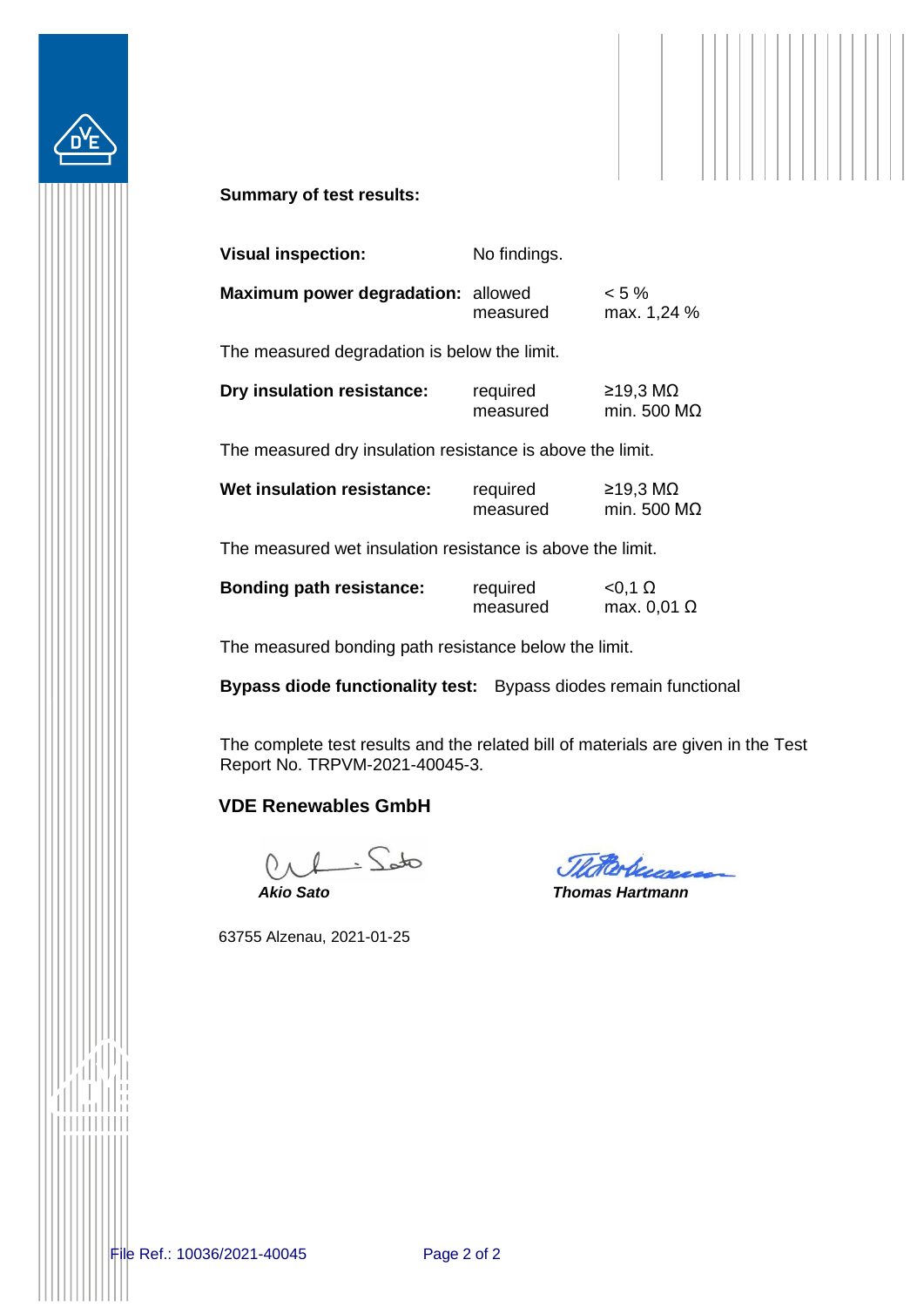**Summary of test results:**

| | | |
|---|---|---|
| **Visual inspection:** | No findings. | |
| **Maximum power degradation:** | allowed | < 5 % |
| | measured | max. 1,24 % |

The measured degradation is below the limit.

| | | |
|---|---|---|
| **Dry insulation resistance:** | required | ≥19,3 MΩ |
| | measured | min. 500 MΩ |

The measured dry insulation resistance is above the limit.

| | | |
|---|---|---|
| **Wet insulation resistance:** | required | ≥19,3 MΩ |
| | measured | min. 500 MΩ |

The measured wet insulation resistance is above the limit.

| | | |
|---|---|---|
| **Bonding path resistance:** | required | <0,1 Ω |
| | measured | max. 0,01 Ω |

The measured bonding path resistance below the limit.

**Bypass diode functionality test:** Bypass diodes remain functional

The complete test results and the related bill of materials are given in the Test Report No. TRPVM-2021-40045-3.

**VDE Renewables GmbH**

***Akio Sato*** ***Thomas Hartmann***

63755 Alzenau, 2021-01-25

File Ref.: 10036/2021-40045